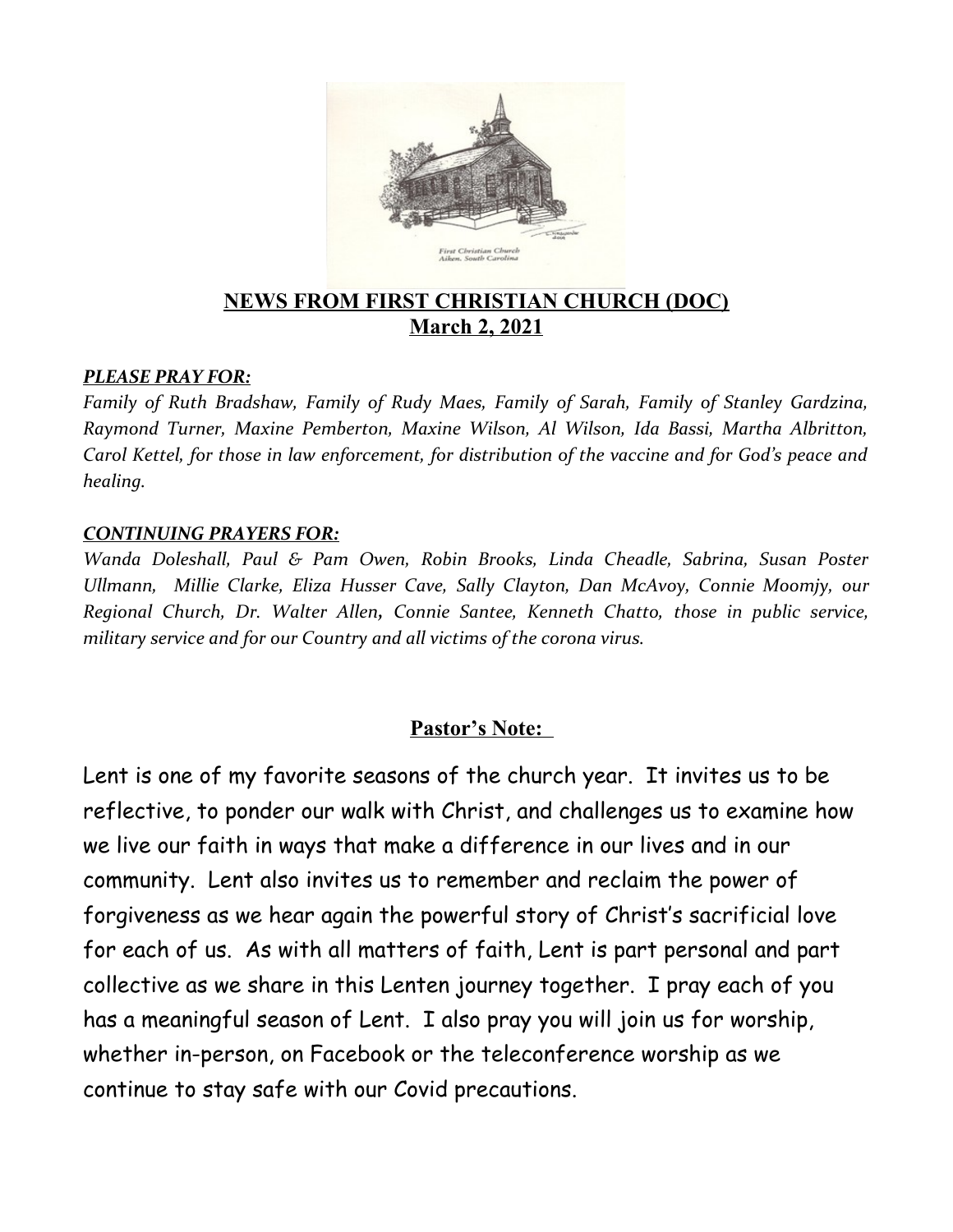## NEWS FROM FIRST CHRISTIAN CHURCH (DOC)
## March 2, 2021

***PLEASE PRAY FOR:***

*Family of Ruth Bradshaw, Family of Rudy Maes, Family of Sarah, Family of Stanley Gardzina, Raymond Turner, Maxine Pemberton, Maxine Wilson, Al Wilson, Ida Bassi, Martha Albritton, Carol Kettel, for those in law enforcement, for distribution of the vaccine and for God's peace and healing.*

***CONTINUING PRAYERS FOR:***

*Wanda Doleshall, Paul & Pam Owen, Robin Brooks, Linda Cheadle, Sabrina, Susan Poster Ullmann, Millie Clarke, Eliza Husser Cave, Sally Clayton, Dan McAvoy, Connie Moomjy, our Regional Church, Dr. Walter Allen, Connie Santee, Kenneth Chatto, those in public service, military service and for our Country and all victims of the corona virus.*

### Pastor's Note:

Lent is one of my favorite seasons of the church year. It invites us to be reflective, to ponder our walk with Christ, and challenges us to examine how we live our faith in ways that make a difference in our lives and in our community. Lent also invites us to remember and reclaim the power of forgiveness as we hear again the powerful story of Christ's sacrificial love for each of us. As with all matters of faith, Lent is part personal and part collective as we share in this Lenten journey together. I pray each of you has a meaningful season of Lent. I also pray you will join us for worship, whether in-person, on Facebook or the teleconference worship as we continue to stay safe with our Covid precautions.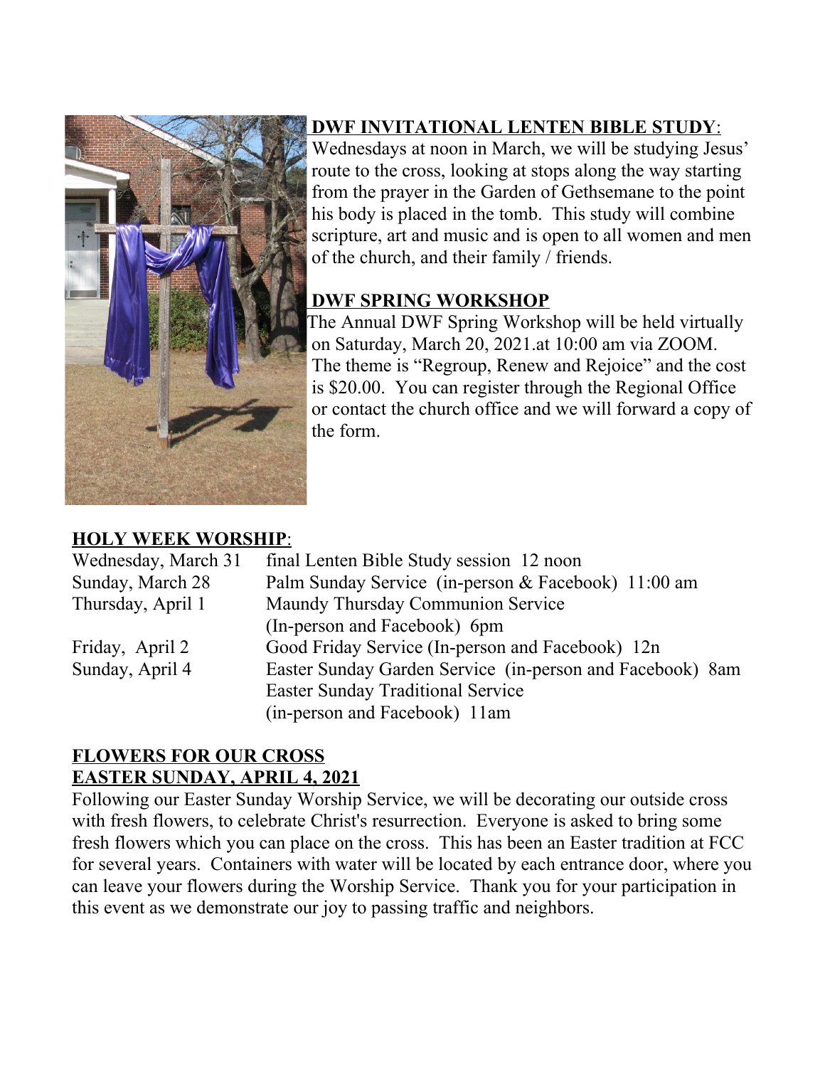## DWF INVITATIONAL LENTEN BIBLE STUDY:

Wednesdays at noon in March, we will be studying Jesus' route to the cross, looking at stops along the way starting from the prayer in the Garden of Gethsemane to the point his body is placed in the tomb. This study will combine scripture, art and music and is open to all women and men of the church, and their family / friends.

## DWF SPRING WORKSHOP

The Annual DWF Spring Workshop will be held virtually on Saturday, March 20, 2021.at 10:00 am via ZOOM. The theme is "Regroup, Renew and Rejoice" and the cost is $20.00. You can register through the Regional Office or contact the church office and we will forward a copy of the form.

## HOLY WEEK WORSHIP:

| | |
|---|---|
| Wednesday, March 31 | final Lenten Bible Study session 12 noon |
| Sunday, March 28 | Palm Sunday Service (in-person & Facebook) 11:00 am |
| Thursday, April 1 | Maundy Thursday Communion Service (In-person and Facebook) 6pm |
| Friday, April 2 | Good Friday Service (In-person and Facebook) 12n |
| Sunday, April 4 | Easter Sunday Garden Service (in-person and Facebook) 8am<br>Easter Sunday Traditional Service (in-person and Facebook) 11am |

## FLOWERS FOR OUR CROSS
## EASTER SUNDAY, APRIL 4, 2021

Following our Easter Sunday Worship Service, we will be decorating our outside cross with fresh flowers, to celebrate Christ's resurrection. Everyone is asked to bring some fresh flowers which you can place on the cross. This has been an Easter tradition at FCC for several years. Containers with water will be located by each entrance door, where you can leave your flowers during the Worship Service. Thank you for your participation in this event as we demonstrate our joy to passing traffic and neighbors.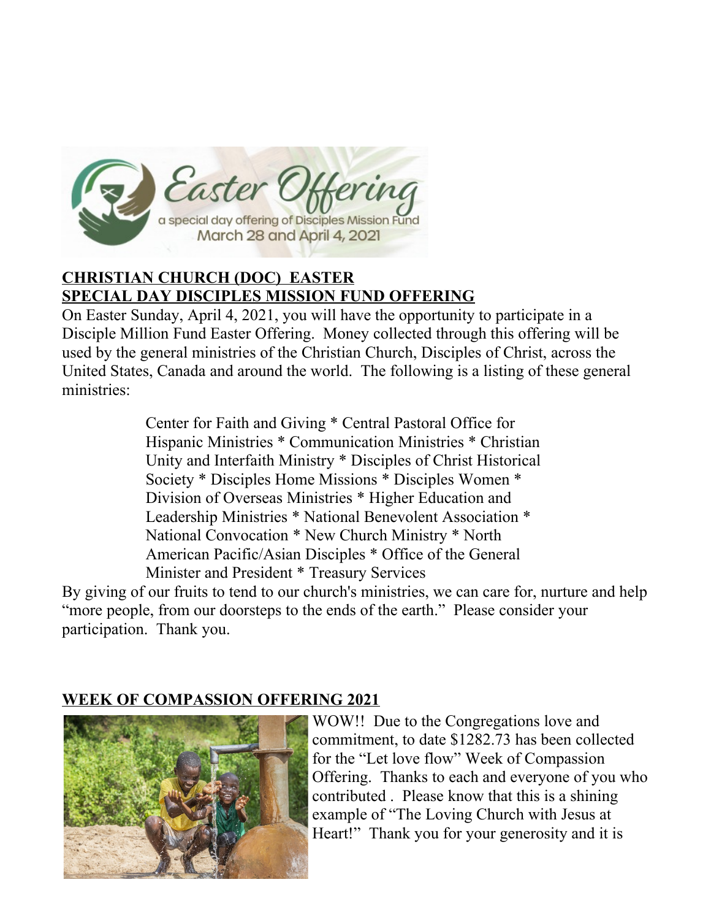## CHRISTIAN CHURCH (DOC) EASTER SPECIAL DAY DISCIPLES MISSION FUND OFFERING

On Easter Sunday, April 4, 2021, you will have the opportunity to participate in a Disciple Million Fund Easter Offering. Money collected through this offering will be used by the general ministries of the Christian Church, Disciples of Christ, across the United States, Canada and around the world. The following is a listing of these general ministries:

> Center for Faith and Giving * Central Pastoral Office for Hispanic Ministries * Communication Ministries * Christian Unity and Interfaith Ministry * Disciples of Christ Historical Society * Disciples Home Missions * Disciples Women * Division of Overseas Ministries * Higher Education and Leadership Ministries * National Benevolent Association * National Convocation * New Church Ministry * North American Pacific/Asian Disciples * Office of the General Minister and President * Treasury Services

By giving of our fruits to tend to our church's ministries, we can care for, nurture and help "more people, from our doorsteps to the ends of the earth." Please consider your participation. Thank you.

## WEEK OF COMPASSION OFFERING 2021

WOW!! Due to the Congregations love and commitment, to date $1282.73 has been collected for the "Let love flow" Week of Compassion Offering. Thanks to each and everyone of you who contributed . Please know that this is a shining example of "The Loving Church with Jesus at Heart!" Thank you for your generosity and it is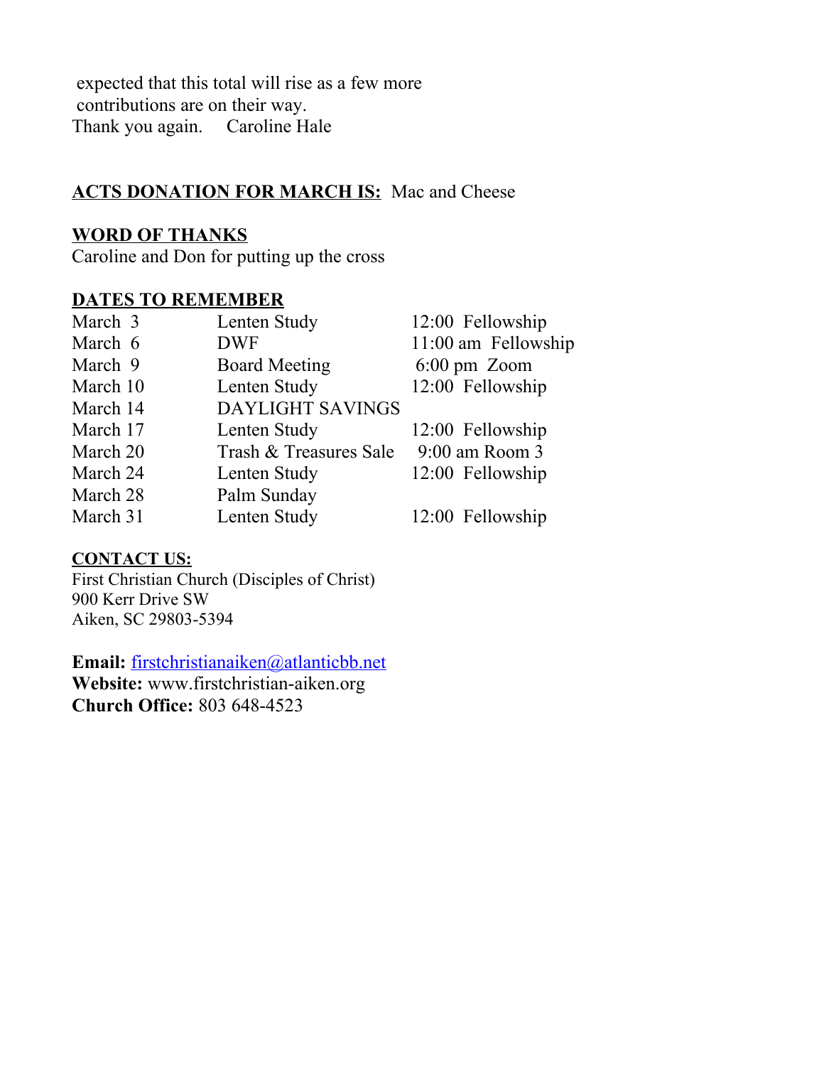expected that this total will rise as a few more contributions are on their way.
Thank you again.   Caroline Hale

**ACTS DONATION FOR MARCH IS:** Mac and Cheese

**WORD OF THANKS**
Caroline and Don for putting up the cross

**DATES TO REMEMBER**

| | | |
|---|---|---|
| March 3 | Lenten Study | 12:00 Fellowship |
| March 6 | DWF | 11:00 am Fellowship |
| March 9 | Board Meeting | 6:00 pm Zoom |
| March 10 | Lenten Study | 12:00 Fellowship |
| March 14 | DAYLIGHT SAVINGS | |
| March 17 | Lenten Study | 12:00 Fellowship |
| March 20 | Trash & Treasures Sale | 9:00 am Room 3 |
| March 24 | Lenten Study | 12:00 Fellowship |
| March 28 | Palm Sunday | |
| March 31 | Lenten Study | 12:00 Fellowship |

**CONTACT US:**
First Christian Church (Disciples of Christ)
900 Kerr Drive SW
Aiken, SC 29803-5394

**Email:** firstchristianaiken@atlanticbb.net
**Website:** www.firstchristian-aiken.org
**Church Office:** 803 648-4523